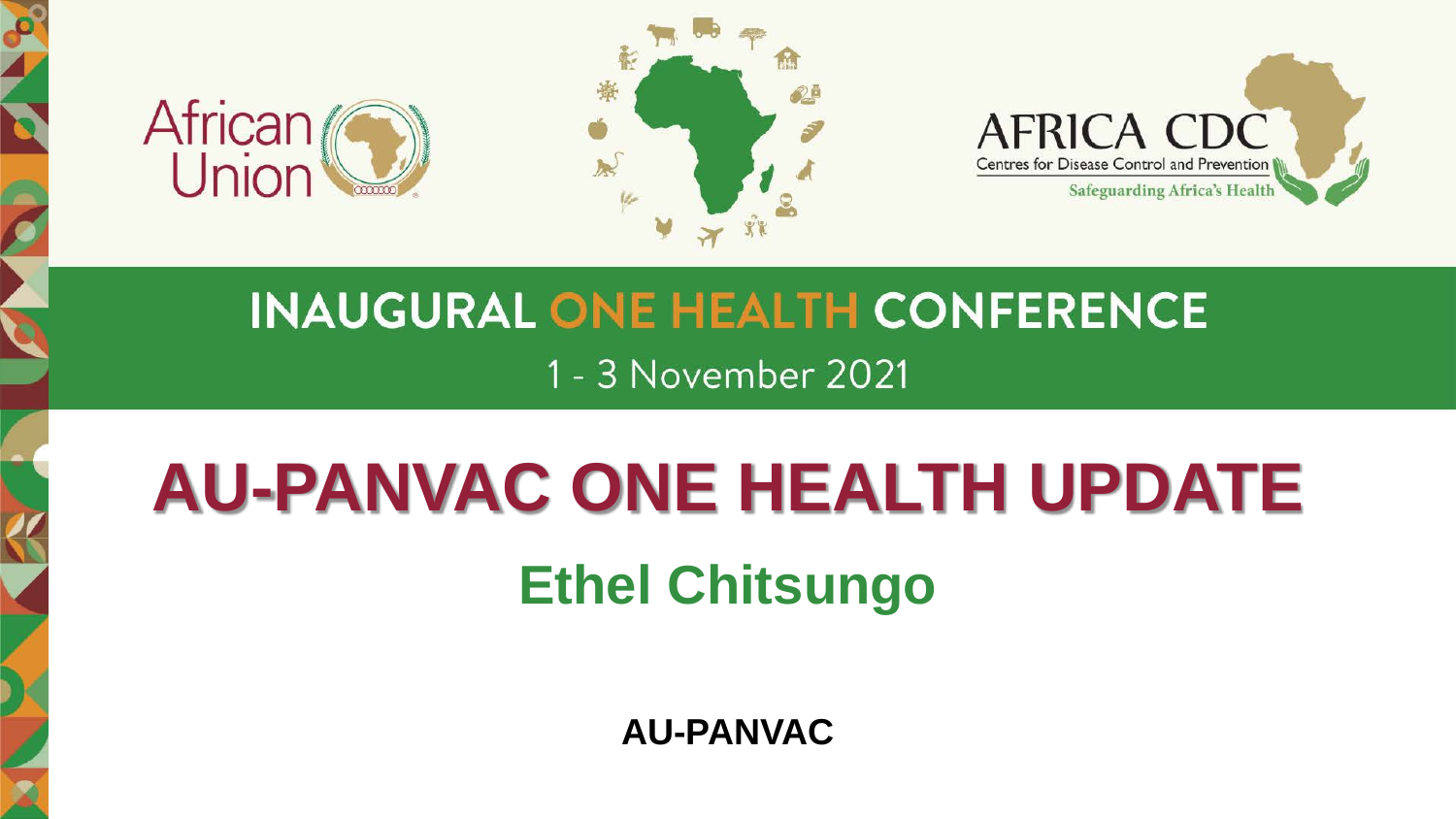African Union

AFRICA CDC
Centres for Disease Control and Prevention
Safeguarding Africa's Health

INAUGURAL ONE HEALTH CONFERENCE

1 - 3 November 2021

# AU-PANVAC ONE HEALTH UPDATE

## Ethel Chitsungo

**AU-PANVAC**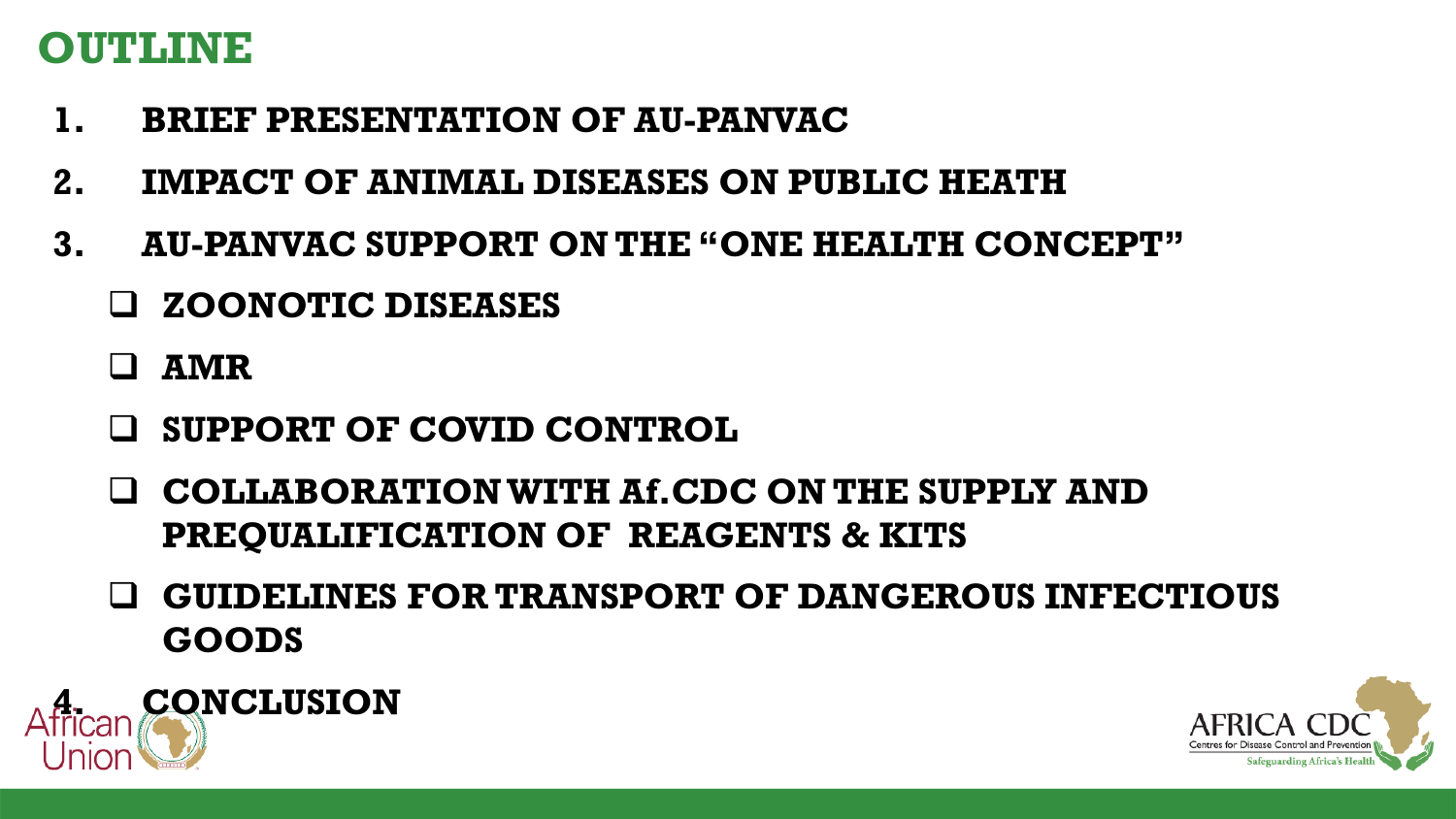# OUTLINE

1. **BRIEF PRESENTATION OF AU-PANVAC**
2. **IMPACT OF ANIMAL DISEASES ON PUBLIC HEATH**
3. **AU-PANVAC SUPPORT ON THE "ONE HEALTH CONCEPT"**
   - **ZOONOTIC DISEASES**
   - **AMR**
   - **SUPPORT OF COVID CONTROL**
   - **COLLABORATION WITH Af.CDC ON THE SUPPLY AND PREQUALIFICATION OF REAGENTS & KITS**
   - **GUIDELINES FOR TRANSPORT OF DANGEROUS INFECTIOUS GOODS**
4. **CONCLUSION**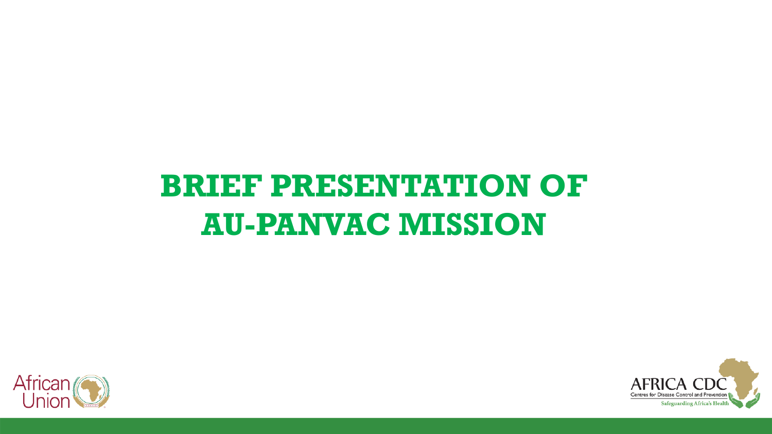# BRIEF PRESENTATION OF AU-PANVAC MISSION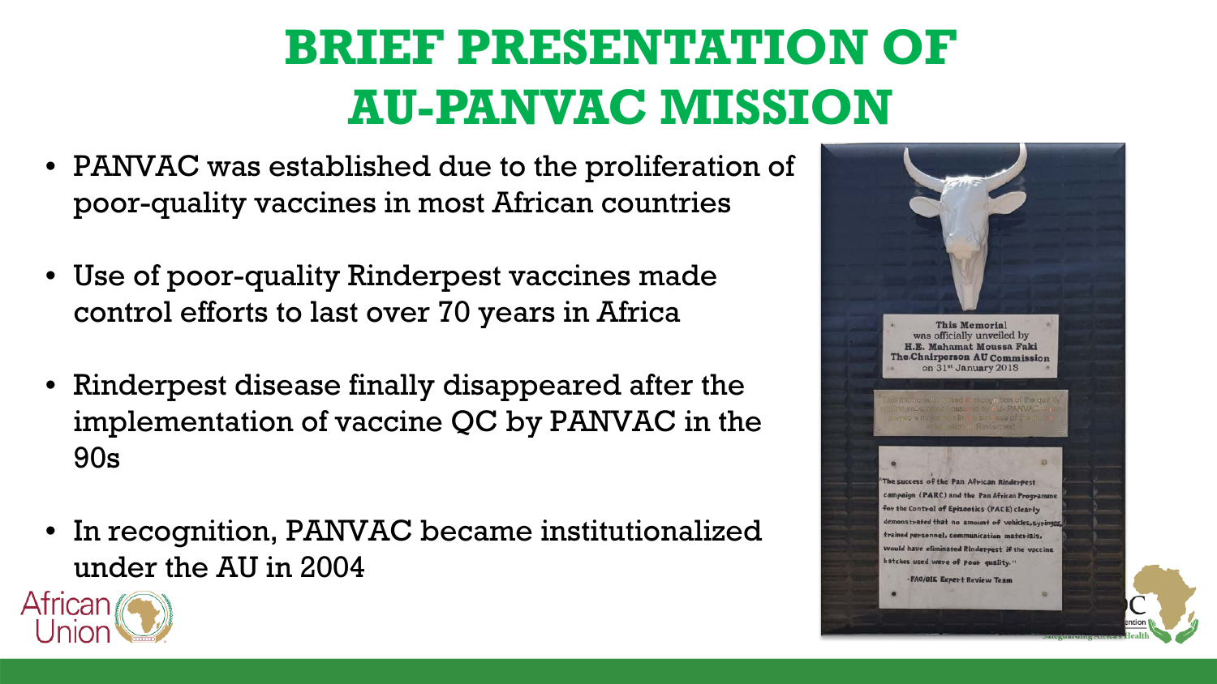# BRIEF PRESENTATION OF AU-PANVAC MISSION

- PANVAC was established due to the proliferation of poor-quality vaccines in most African countries
- Use of poor-quality Rinderpest vaccines made control efforts to last over 70 years in Africa
- Rinderpest disease finally disappeared after the implementation of vaccine QC by PANVAC in the 90s
- In recognition, PANVAC became institutionalized under the AU in 2004

This Memorial was officially unveiled by H.E. Mahamat Moussa Faki The Chairperson AU Commission on 31st January 2018

"The success of the Pan African Rinderpest campaign (PARC) and the Pan African Programme for the Control of Epizootics (PACE) clearly demonstrated that no amount of vehicles, syringes, trained personnel, communication materials, would have eliminated Rinderpest if the vaccine batches used were of poor quality."

-FAO/OIE Expert Review Team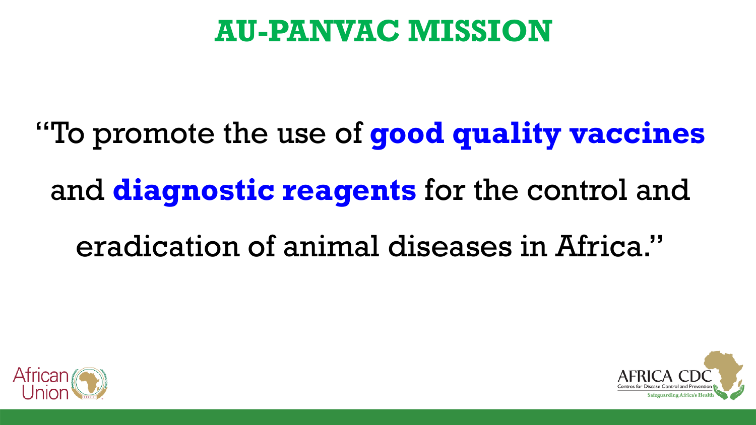# AU-PANVAC MISSION

"To promote the use of **good quality vaccines** and **diagnostic reagents** for the control and eradication of animal diseases in Africa."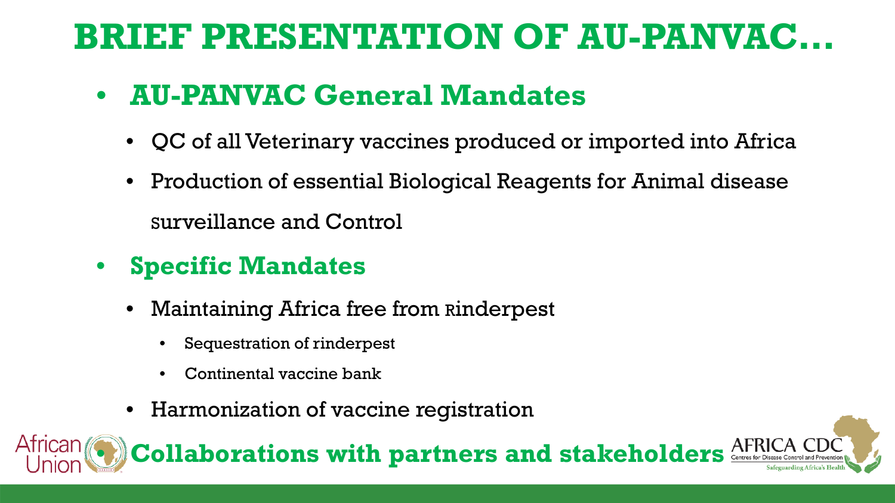# BRIEF PRESENTATION OF AU-PANVAC…

- **AU-PANVAC General Mandates**
  - QC of all Veterinary vaccines produced or imported into Africa
  - Production of essential Biological Reagents for Animal disease surveillance and Control
- **Specific Mandates**
  - Maintaining Africa free from Rinderpest
    - Sequestration of rinderpest
    - Continental vaccine bank
  - Harmonization of vaccine registration
- **Collaborations with partners and stakeholders**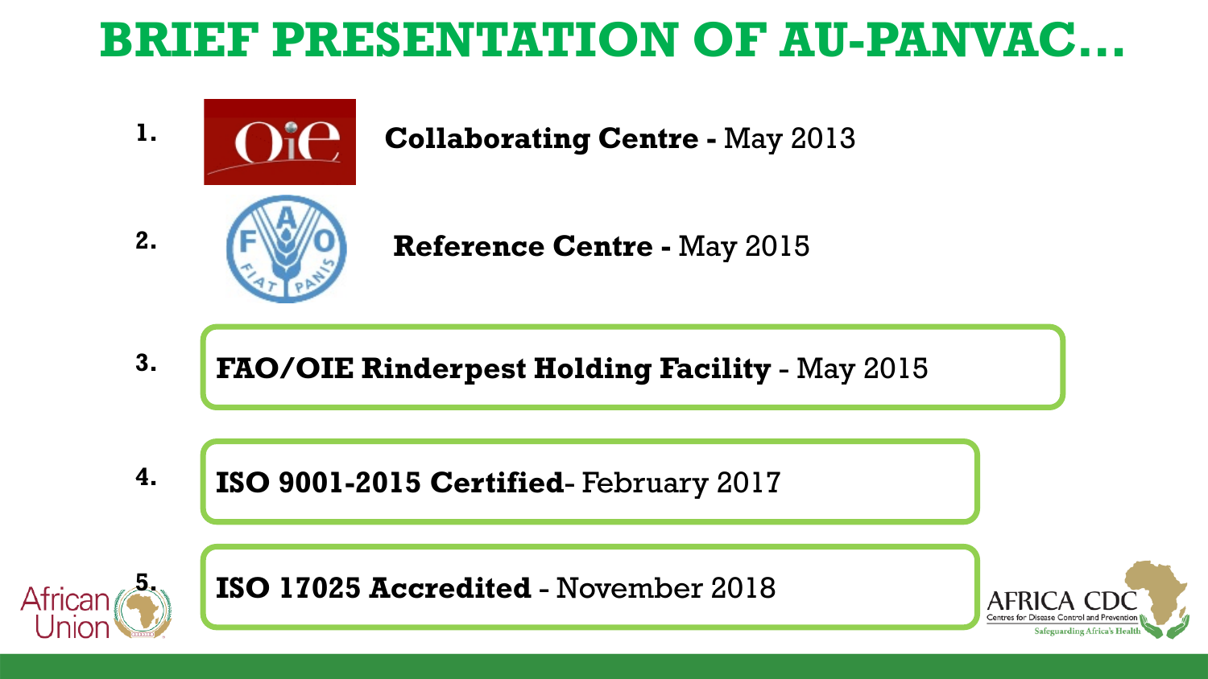# BRIEF PRESENTATION OF AU-PANVAC…

1. **Collaborating Centre -** May 2013
2. **Reference Centre -** May 2015
3. **FAO/OIE Rinderpest Holding Facility** - May 2015
4. **ISO 9001-2015 Certified**- February 2017
5. **ISO 17025 Accredited** - November 2018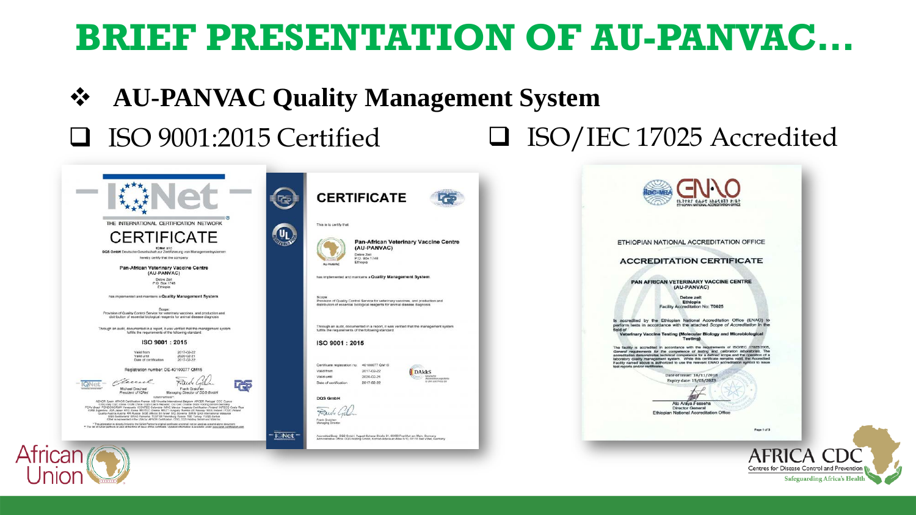# BRIEF PRESENTATION OF AU-PANVAC…

## ❖ AU-PANVAC Quality Management System

- ❑ ISO 9001:2015 Certified
- ❑ ISO/IEC 17025 Accredited

**IQNet — THE INTERNATIONAL CERTIFICATION NETWORK**

**CERTIFICATE**

IQNet and DQS GmbH Deutsche Gesellschaft zur Zertifizierung von Managementsystemen hereby certify that the company

**Pan-African Veterinary Vaccine Centre (AU-PANVAC)**
Debre Zeit
P.O. Box 1746
Ethiopia

has implemented and maintains a **Quality Management System**

Scope:
Provision of Quality Control Service for veterinary vaccines, and production and distribution of essential biological reagents for animal disease diagnosis

Through an audit, documented in a report, it was verified that the management system fulfills the requirements of the following standard:

**ISO 9001 : 2015**

Valid from 2017-02-22
Valid until 2020-02-21
Date of certification 2017-02-22

Registration number: DE-40100077 QM15

Michael Drechsel, President of IQNet
Frank Graichen, Managing Director of DQS GmbH

**CERTIFICATE**

This is to certify that

**Pan-African Veterinary Vaccine Centre (AU-PANVAC)**
Debre Zeit
P.O. Box 1746
Ethiopia

has implemented and maintains a **Quality Management System**.

Scope:
Provision of Quality Control Service for veterinary vaccines, and production and distribution of essential biological reagents for animal disease diagnosis

Through an audit, documented in a report, it was verified that the management system fulfills the requirements of the following standard:

**ISO 9001 : 2015**

Certificate registration no. 40100077 QM15
Valid from 2017-02-22
Valid until 2020-02-21
Date of certification 2017-02-22

DQS GmbH

Frank Graichen, Managing Director

**ENAO — ETHIOPIAN NATIONAL ACCREDITATION OFFICE**

**ACCREDITATION CERTIFICATE**

**PAN AFRICAN VETERINARY VACCINE CENTRE (AU-PANVAC)**
Debre zeit
Ethiopia
Facility Accreditation No: T0025

Is accredited by the Ethiopian National Accreditation Office (ENAO) to perform tests in accordance with the attached Scope of Accreditation in the field of
**Veterinary Vaccine Testing (Molecular Biology and Microbiological Testing)**

The facility is accredited in accordance with the requirements of ISO/IEC 17025:2005, General requirements for the competence of testing and calibration laboratories. The accreditation demonstrates technical competence for a defined scope and the operation of a laboratory quality management system. While this certificate remains valid, the Accredited Facility named above is authorized to use the relevant ENAO accreditation symbol to issue test reports and/or certificates.

Date of issue: 16/11/2018
Expiry date: 15/05/2023

Ato Araya Fesseha
Director General
Ethiopian National Accreditation Office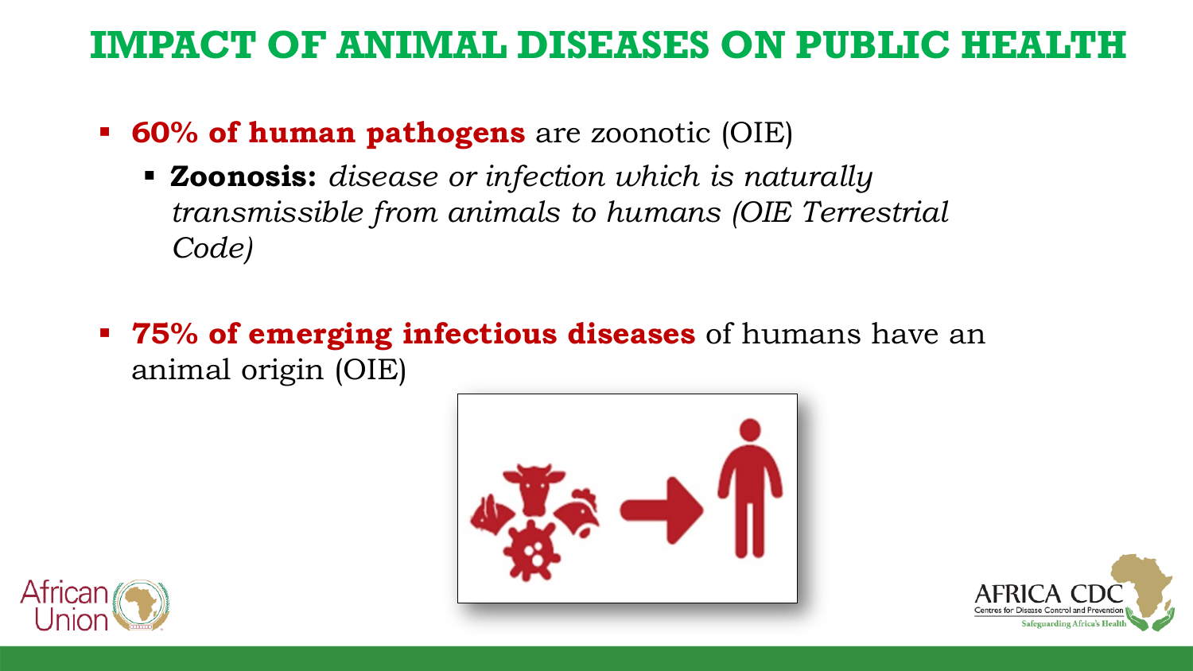# IMPACT OF ANIMAL DISEASES ON PUBLIC HEALTH

- **60% of human pathogens** are zoonotic (OIE)
  - **Zoonosis:** *disease or infection which is naturally transmissible from animals to humans (OIE Terrestrial Code)*

- **75% of emerging infectious diseases** of humans have an animal origin (OIE)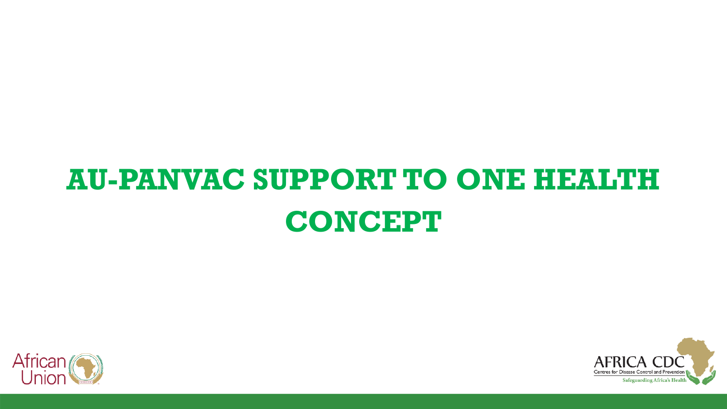# AU-PANVAC SUPPORT TO ONE HEALTH CONCEPT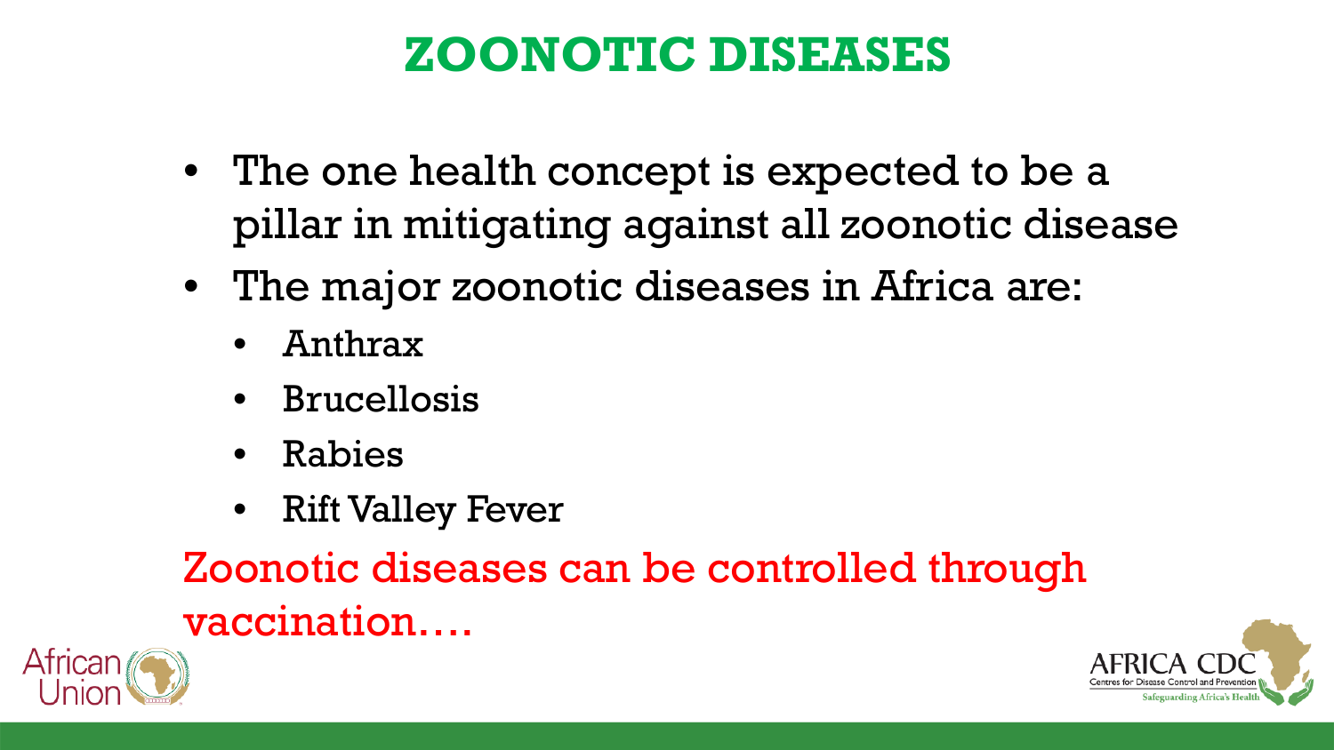# ZOONOTIC DISEASES

- The one health concept is expected to be a pillar in mitigating against all zoonotic disease
- The major zoonotic diseases in Africa are:
  - Anthrax
  - Brucellosis
  - Rabies
  - Rift Valley Fever

Zoonotic diseases can be controlled through vaccination….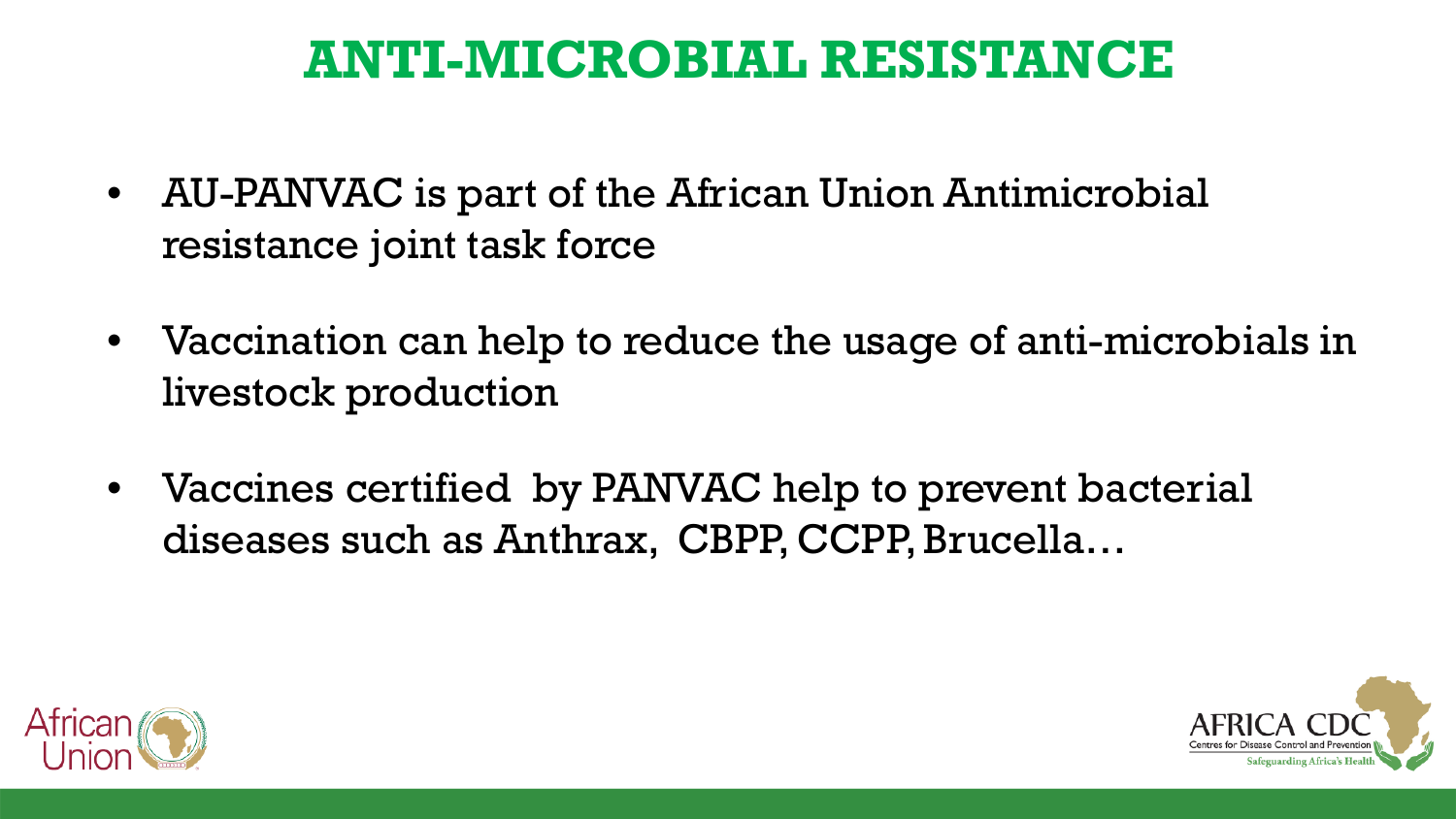# ANTI-MICROBIAL RESISTANCE

- AU-PANVAC is part of the African Union Antimicrobial resistance joint task force
- Vaccination can help to reduce the usage of anti-microbials in livestock production
- Vaccines certified by PANVAC help to prevent bacterial diseases such as Anthrax, CBPP, CCPP, Brucella…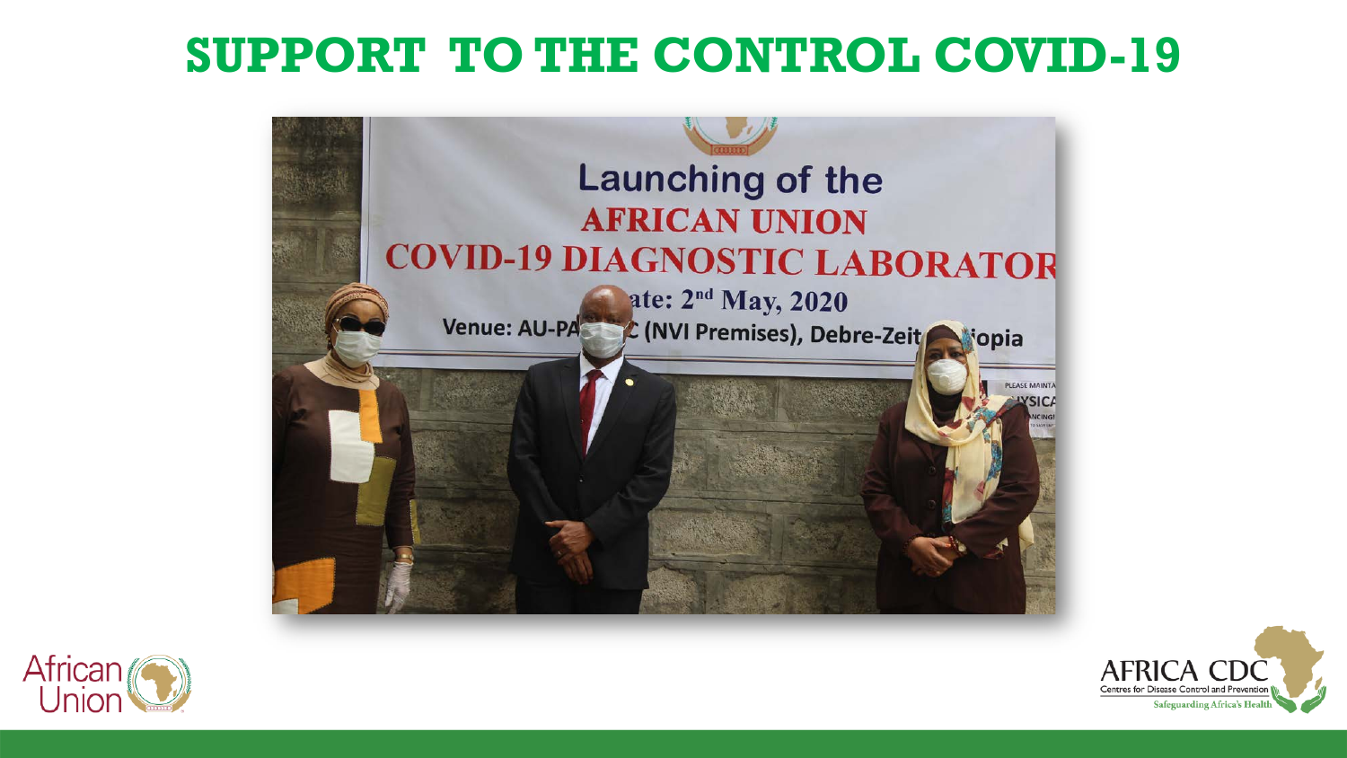# SUPPORT TO THE CONTROL COVID-19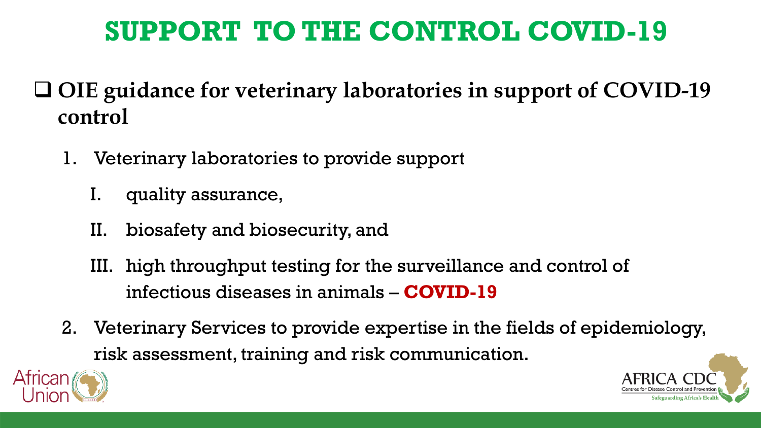# SUPPORT TO THE CONTROL COVID-19

- **OIE guidance for veterinary laboratories in support of COVID-19 control**

1. Veterinary laboratories to provide support
   I. quality assurance,
   II. biosafety and biosecurity, and
   III. high throughput testing for the surveillance and control of infectious diseases in animals – **COVID-19**
2. Veterinary Services to provide expertise in the fields of epidemiology, risk assessment, training and risk communication.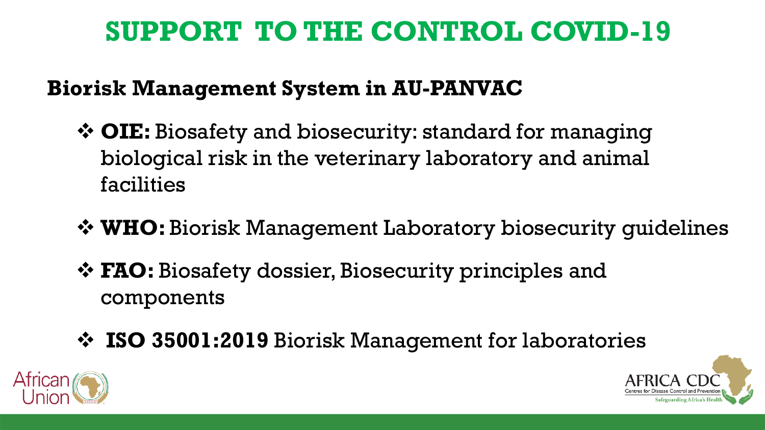# SUPPORT TO THE CONTROL COVID-19

## Biorisk Management System in AU-PANVAC

- **OIE:** Biosafety and biosecurity: standard for managing biological risk in the veterinary laboratory and animal facilities
- **WHO:** Biorisk Management Laboratory biosecurity guidelines
- **FAO:** Biosafety dossier, Biosecurity principles and components
- **ISO 35001:2019** Biorisk Management for laboratories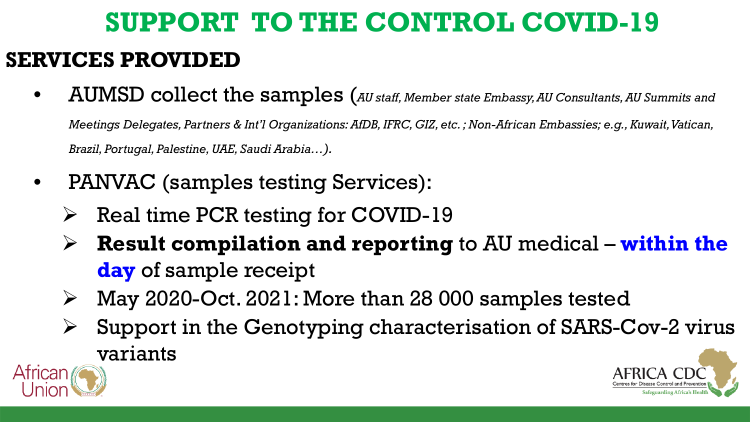# SUPPORT TO THE CONTROL COVID-19

## SERVICES PROVIDED

- AUMSD collect the samples (*AU staff, Member state Embassy, AU Consultants, AU Summits and Meetings Delegates, Partners & Int'l Organizations: AfDB, IFRC, GIZ, etc. ; Non-African Embassies; e.g., Kuwait, Vatican, Brazil, Portugal, Palestine, UAE, Saudi Arabia…).*
- PANVAC (samples testing Services):
  - Real time PCR testing for COVID-19
  - **Result compilation and reporting** to AU medical – **within the day** of sample receipt
  - May 2020-Oct. 2021: More than 28 000 samples tested
  - Support in the Genotyping characterisation of SARS-Cov-2 virus variants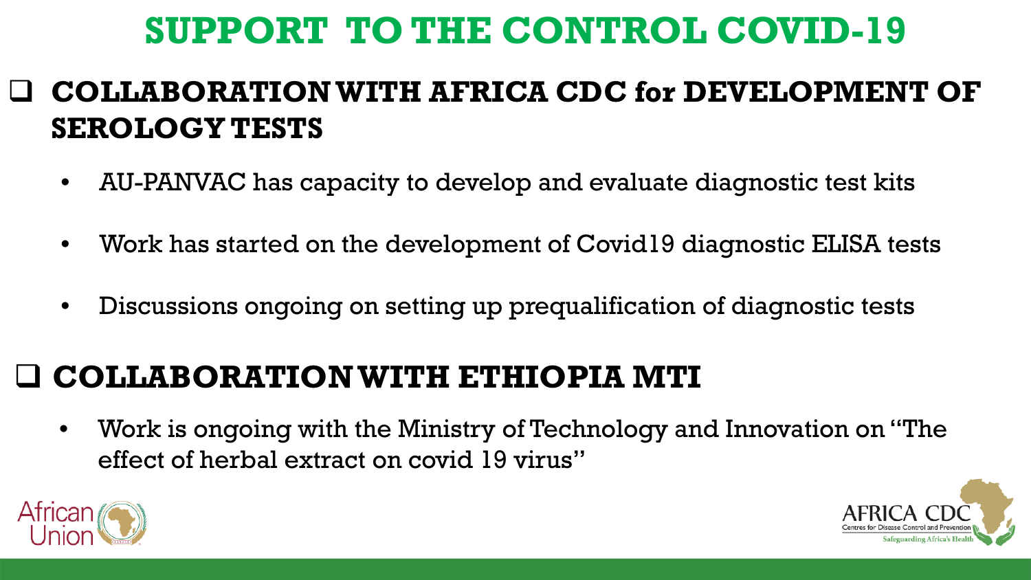# SUPPORT TO THE CONTROL COVID-19

## COLLABORATION WITH AFRICA CDC for DEVELOPMENT OF SEROLOGY TESTS

- AU-PANVAC has capacity to develop and evaluate diagnostic test kits
- Work has started on the development of Covid19 diagnostic ELISA tests
- Discussions ongoing on setting up prequalification of diagnostic tests

## COLLABORATION WITH ETHIOPIA MTI

- Work is ongoing with the Ministry of Technology and Innovation on "The effect of herbal extract on covid 19 virus"

African Union

AFRICA CDC
Centres for Disease Control and Prevention
Safeguarding Africa's Health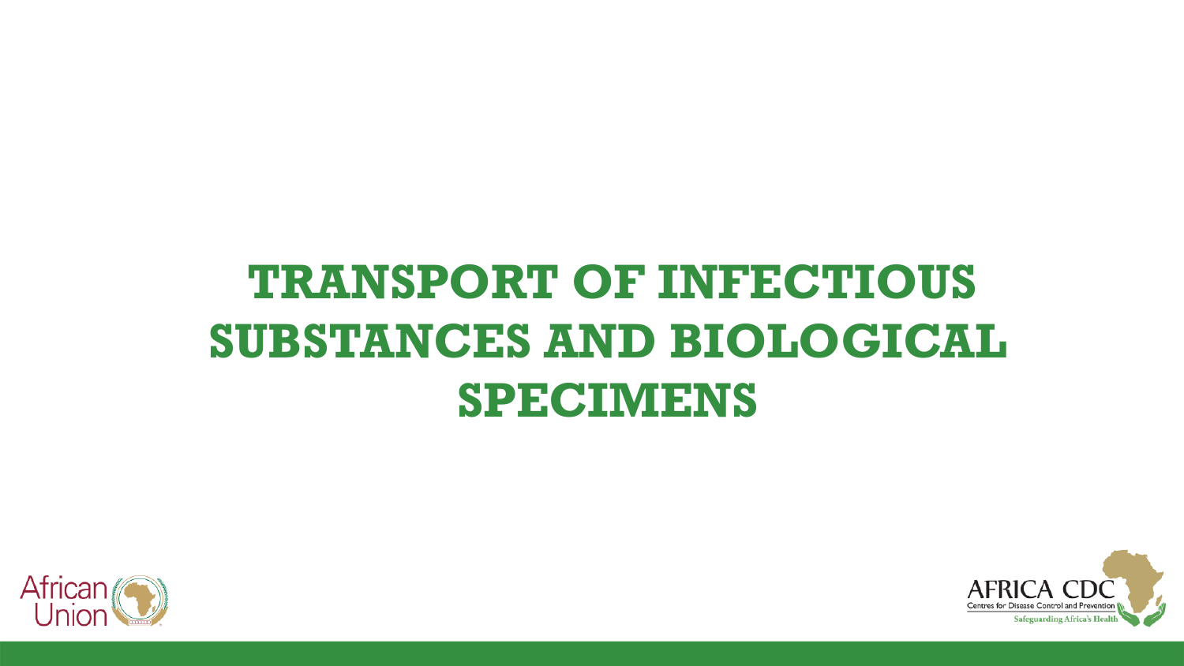# TRANSPORT OF INFECTIOUS SUBSTANCES AND BIOLOGICAL SPECIMENS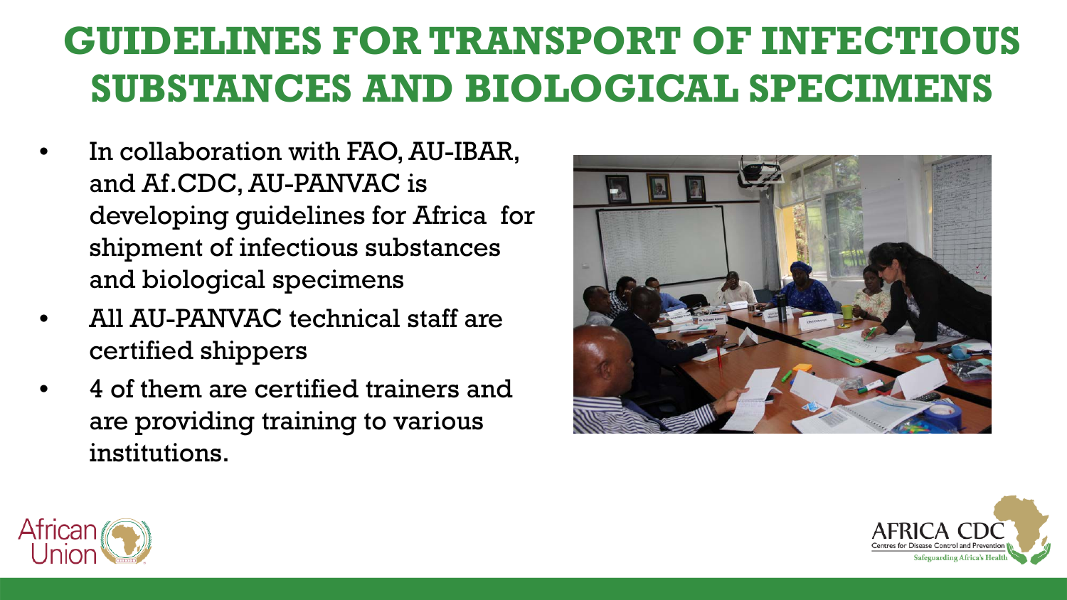# GUIDELINES FOR TRANSPORT OF INFECTIOUS SUBSTANCES AND BIOLOGICAL SPECIMENS

- In collaboration with FAO, AU-IBAR, and Af.CDC, AU-PANVAC is developing guidelines for Africa for shipment of infectious substances and biological specimens
- All AU-PANVAC technical staff are certified shippers
- 4 of them are certified trainers and are providing training to various institutions.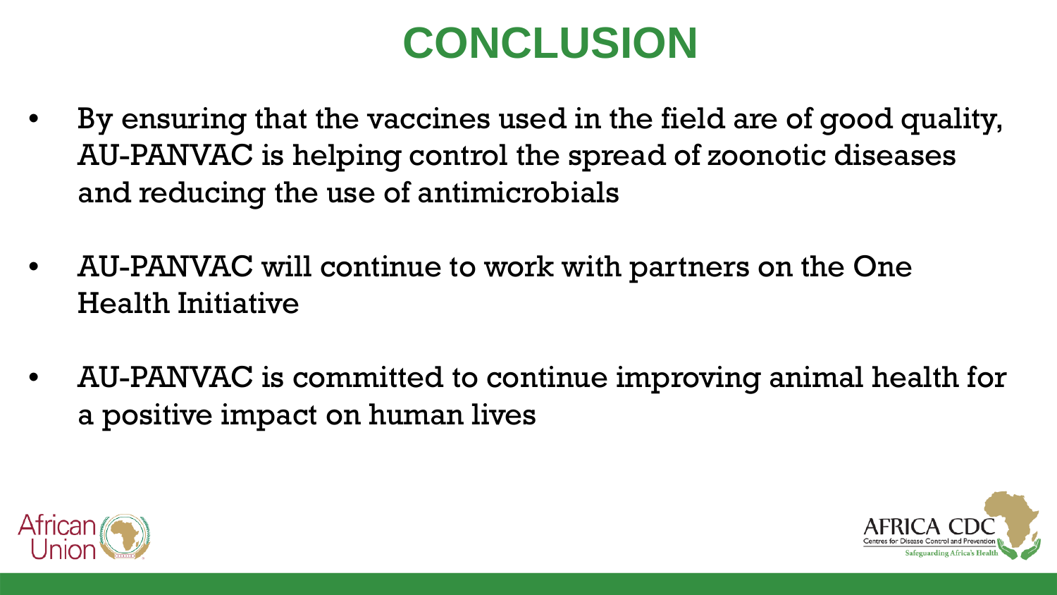# CONCLUSION

- By ensuring that the vaccines used in the field are of good quality, AU-PANVAC is helping control the spread of zoonotic diseases and reducing the use of antimicrobials
- AU-PANVAC will continue to work with partners on the One Health Initiative
- AU-PANVAC is committed to continue improving animal health for a positive impact on human lives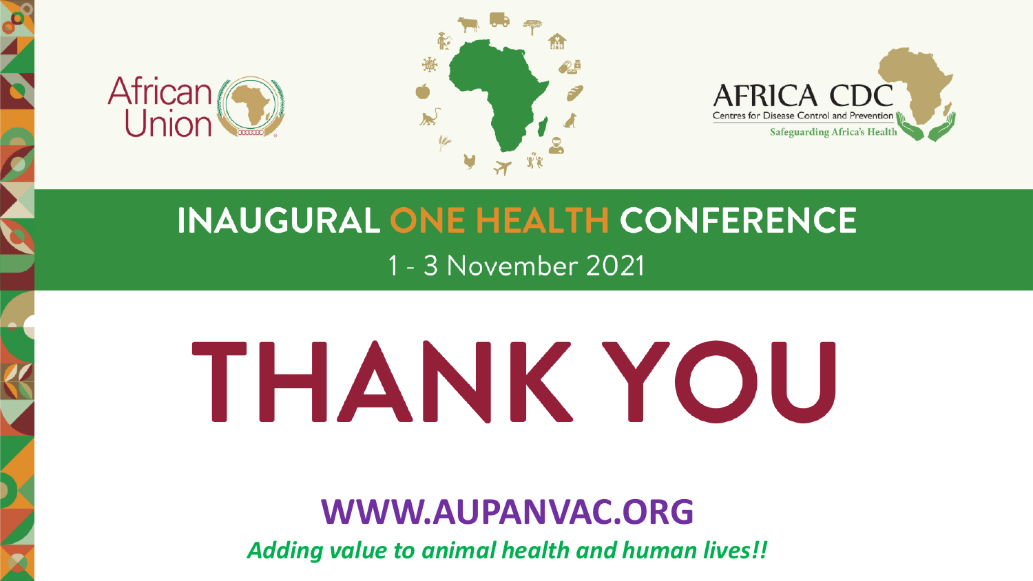African Union

AFRICA CDC

Centres for Disease Control and Prevention

Safeguarding Africa's Health

# INAUGURAL ONE HEALTH CONFERENCE

1 - 3 November 2021

# THANK YOU

**WWW.AUPANVAC.ORG**

***Adding value to animal health and human lives!!***